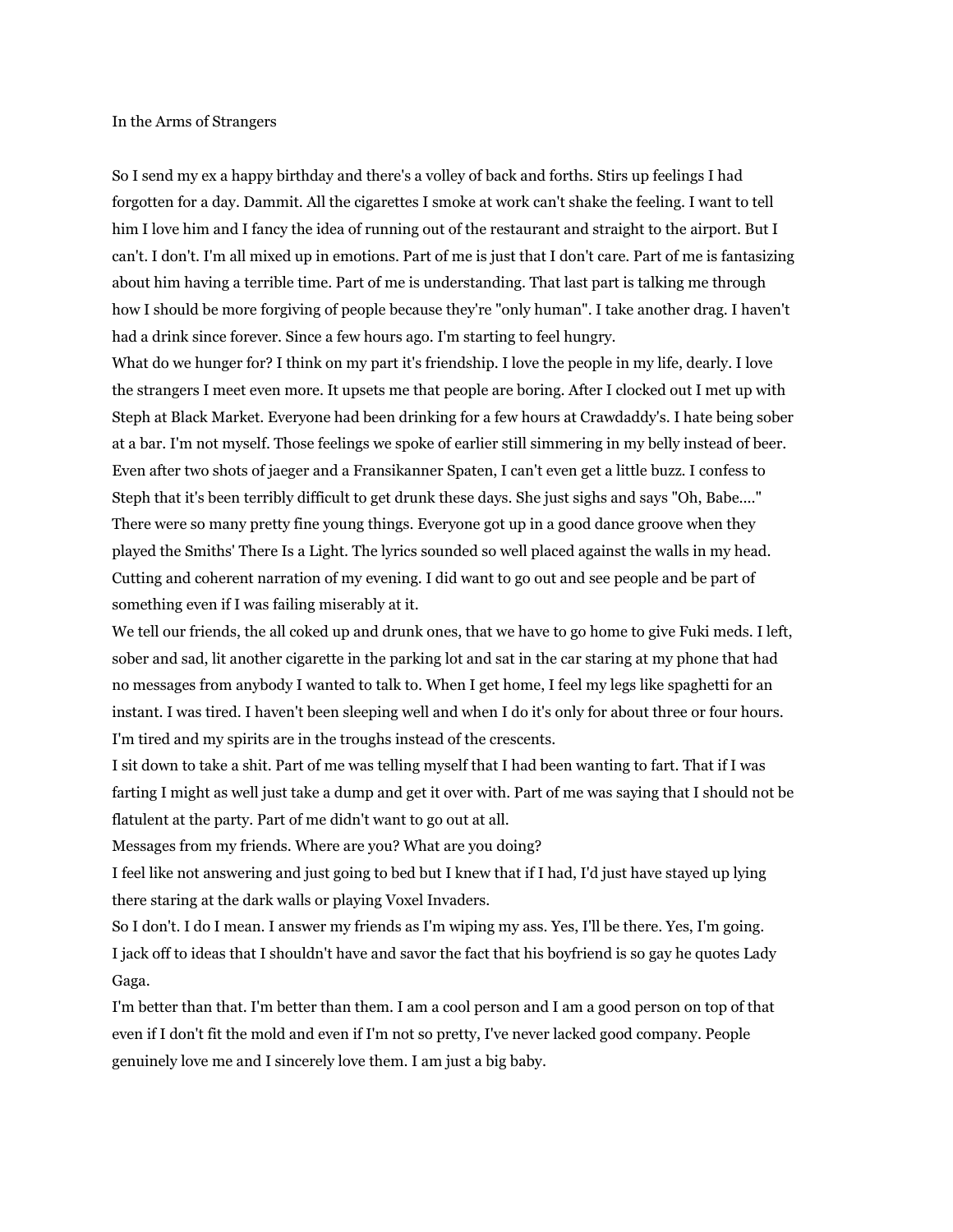# In the Arms of Strangers

So I send my ex a happy birthday and there's a volley of back and forths. Stirs up feelings I had forgotten for a day. Dammit. All the cigarettes I smoke at work can't shake the feeling. I want to tell him I love him and I fancy the idea of running out of the restaurant and straight to the airport. But I can't. I don't. I'm all mixed up in emotions. Part of me is just that I don't care. Part of me is fantasizing about him having a terrible time. Part of me is understanding. That last part is talking me through how I should be more forgiving of people because they're "only human". I take another drag. I haven't had a drink since forever. Since a few hours ago. I'm starting to feel hungry.

What do we hunger for? I think on my part it's friendship. I love the people in my life, dearly. I love the strangers I meet even more. It upsets me that people are boring. After I clocked out I met up with Steph at Black Market. Everyone had been drinking for a few hours at Crawdaddy's. I hate being sober at a bar. I'm not myself. Those feelings we spoke of earlier still simmering in my belly instead of beer. Even after two shots of jaeger and a Fransikanner Spaten, I can't even get a little buzz. I confess to Steph that it's been terribly difficult to get drunk these days. She just sighs and says "Oh, Babe...."

There were so many pretty fine young things. Everyone got up in a good dance groove when they played the Smiths' There Is a Light. The lyrics sounded so well placed against the walls in my head. Cutting and coherent narration of my evening. I did want to go out and see people and be part of something even if I was failing miserably at it.

We tell our friends, the all coked up and drunk ones, that we have to go home to give Fuki meds. I left, sober and sad, lit another cigarette in the parking lot and sat in the car staring at my phone that had no messages from anybody I wanted to talk to. When I get home, I feel my legs like spaghetti for an instant. I was tired. I haven't been sleeping well and when I do it's only for about three or four hours. I'm tired and my spirits are in the troughs instead of the crescents.

I sit down to take a shit. Part of me was telling myself that I had been wanting to fart. That if I was farting I might as well just take a dump and get it over with. Part of me was saying that I should not be flatulent at the party. Part of me didn't want to go out at all.

Messages from my friends. Where are you? What are you doing?

I feel like not answering and just going to bed but I knew that if I had, I'd just have stayed up lying there staring at the dark walls or playing Voxel Invaders.

So I don't. I do I mean. I answer my friends as I'm wiping my ass. Yes, I'll be there. Yes, I'm going.

I jack off to ideas that I shouldn't have and savor the fact that his boyfriend is so gay he quotes Lady Gaga.

I'm better than that. I'm better than them. I am a cool person and I am a good person on top of that even if I don't fit the mold and even if I'm not so pretty, I've never lacked good company. People genuinely love me and I sincerely love them. I am just a big baby.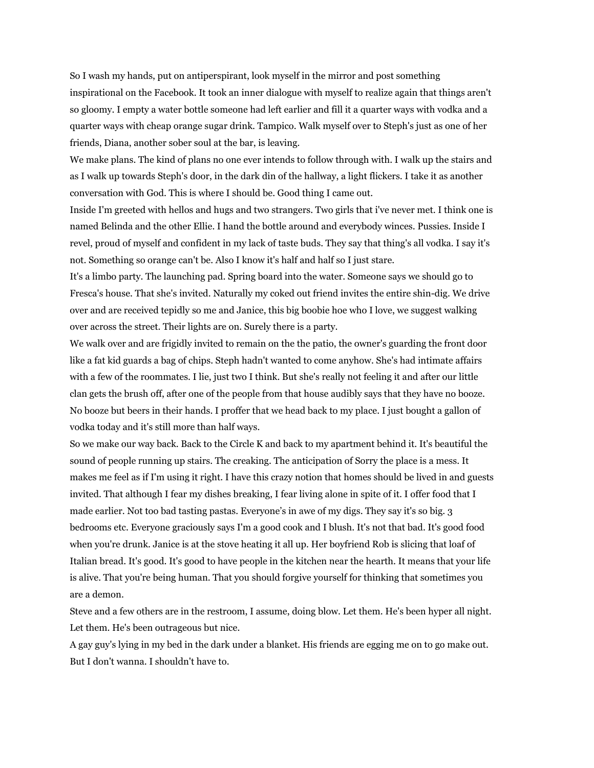So I wash my hands, put on antiperspirant, look myself in the mirror and post something inspirational on the Facebook. It took an inner dialogue with myself to realize again that things aren't so gloomy. I empty a water bottle someone had left earlier and fill it a quarter ways with vodka and a quarter ways with cheap orange sugar drink. Tampico. Walk myself over to Steph's just as one of her friends, Diana, another sober soul at the bar, is leaving.

We make plans. The kind of plans no one ever intends to follow through with. I walk up the stairs and as I walk up towards Steph's door, in the dark din of the hallway, a light flickers. I take it as another conversation with God. This is where I should be. Good thing I came out.

Inside I'm greeted with hellos and hugs and two strangers. Two girls that i've never met. I think one is named Belinda and the other Ellie. I hand the bottle around and everybody winces. Pussies. Inside I revel, proud of myself and confident in my lack of taste buds. They say that thing's all vodka. I say it's not. Something so orange can't be. Also I know it's half and half so I just stare.

It's a limbo party. The launching pad. Spring board into the water. Someone says we should go to Fresca's house. That she's invited. Naturally my coked out friend invites the entire shin-dig. We drive over and are received tepidly so me and Janice, this big boobie hoe who I love, we suggest walking over across the street. Their lights are on. Surely there is a party.

We walk over and are frigidly invited to remain on the the patio, the owner's guarding the front door like a fat kid guards a bag of chips. Steph hadn't wanted to come anyhow. She's had intimate affairs with a few of the roommates. I lie, just two I think. But she's really not feeling it and after our little clan gets the brush off, after one of the people from that house audibly says that they have no booze. No booze but beers in their hands. I proffer that we head back to my place. I just bought a gallon of vodka today and it's still more than half ways.

So we make our way back. Back to the Circle K and back to my apartment behind it. It's beautiful the sound of people running up stairs. The creaking. The anticipation of Sorry the place is a mess. It makes me feel as if I'm using it right. I have this crazy notion that homes should be lived in and guests invited. That although I fear my dishes breaking, I fear living alone in spite of it. I offer food that I made earlier. Not too bad tasting pastas. Everyone's in awe of my digs. They say it's so big. 3 bedrooms etc. Everyone graciously says I'm a good cook and I blush. It's not that bad. It's good food when you're drunk. Janice is at the stove heating it all up. Her boyfriend Rob is slicing that loaf of Italian bread. It's good. It's good to have people in the kitchen near the hearth. It means that your life is alive. That you're being human. That you should forgive yourself for thinking that sometimes you are a demon.

Steve and a few others are in the restroom, I assume, doing blow. Let them. He's been hyper all night. Let them. He's been outrageous but nice.

A gay guy's lying in my bed in the dark under a blanket. His friends are egging me on to go make out. But I don't wanna. I shouldn't have to.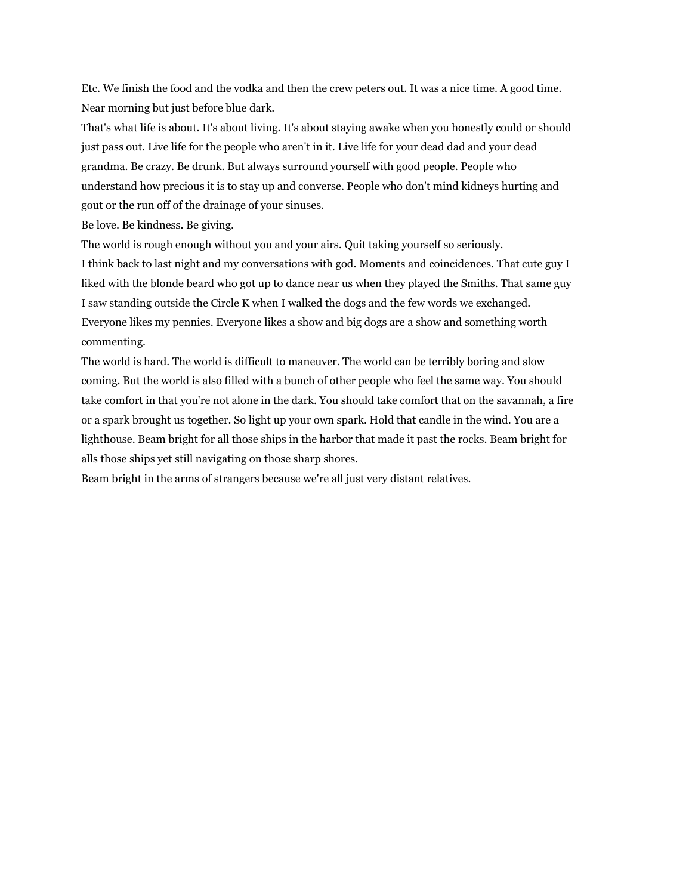Etc. We finish the food and the vodka and then the crew peters out. It was a nice time. A good time. Near morning but just before blue dark.

That's what life is about. It's about living. It's about staying awake when you honestly could or should just pass out. Live life for the people who aren't in it. Live life for your dead dad and your dead grandma. Be crazy. Be drunk. But always surround yourself with good people. People who understand how precious it is to stay up and converse. People who don't mind kidneys hurting and gout or the run off of the drainage of your sinuses.

Be love. Be kindness. Be giving.

The world is rough enough without you and your airs. Quit taking yourself so seriously.

I think back to last night and my conversations with god. Moments and coincidences. That cute guy I liked with the blonde beard who got up to dance near us when they played the Smiths. That same guy I saw standing outside the Circle K when I walked the dogs and the few words we exchanged. Everyone likes my pennies. Everyone likes a show and big dogs are a show and something worth commenting.

The world is hard. The world is difficult to maneuver. The world can be terribly boring and slow coming. But the world is also filled with a bunch of other people who feel the same way. You should take comfort in that you're not alone in the dark. You should take comfort that on the savannah, a fire or a spark brought us together. So light up your own spark. Hold that candle in the wind. You are a lighthouse. Beam bright for all those ships in the harbor that made it past the rocks. Beam bright for alls those ships yet still navigating on those sharp shores.

Beam bright in the arms of strangers because we're all just very distant relatives.